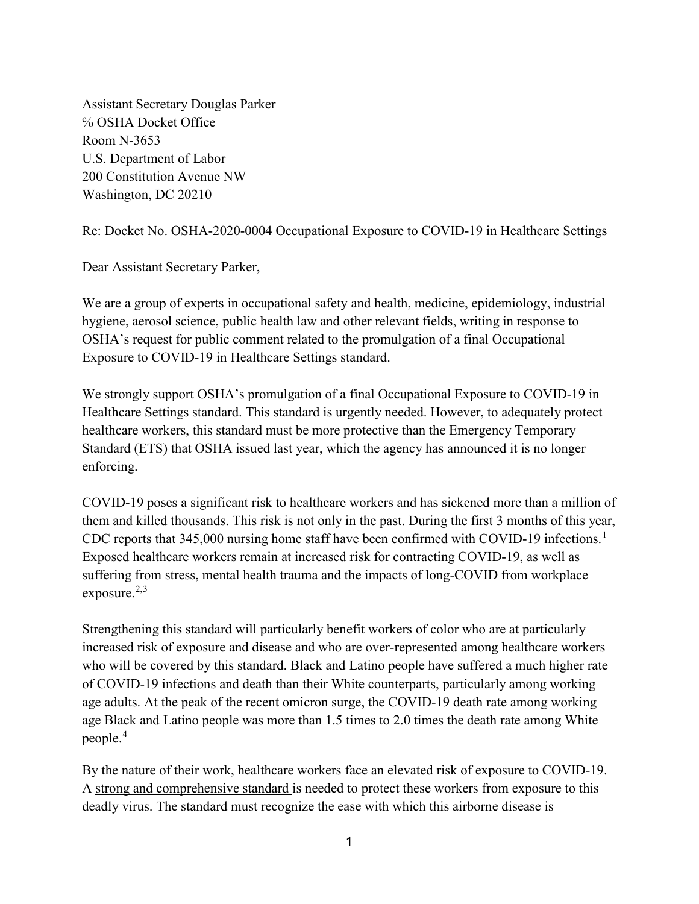Assistant Secretary Douglas Parker
℅ OSHA Docket Office
Room N-3653
U.S. Department of Labor
200 Constitution Avenue NW
Washington, DC 20210

Re: Docket No. OSHA-2020-0004 Occupational Exposure to COVID-19 in Healthcare Settings

Dear Assistant Secretary Parker,

We are a group of experts in occupational safety and health, medicine, epidemiology, industrial hygiene, aerosol science, public health law and other relevant fields, writing in response to OSHA's request for public comment related to the promulgation of a final Occupational Exposure to COVID-19 in Healthcare Settings standard.

We strongly support OSHA's promulgation of a final Occupational Exposure to COVID-19 in Healthcare Settings standard. This standard is urgently needed. However, to adequately protect healthcare workers, this standard must be more protective than the Emergency Temporary Standard (ETS) that OSHA issued last year, which the agency has announced it is no longer enforcing.

COVID-19 poses a significant risk to healthcare workers and has sickened more than a million of them and killed thousands. This risk is not only in the past. During the first 3 months of this year, CDC reports that 345,000 nursing home staff have been confirmed with COVID-19 infections.[1] Exposed healthcare workers remain at increased risk for contracting COVID-19, as well as suffering from stress, mental health trauma and the impacts of long-COVID from workplace exposure.[2,3]

Strengthening this standard will particularly benefit workers of color who are at particularly increased risk of exposure and disease and who are over-represented among healthcare workers who will be covered by this standard. Black and Latino people have suffered a much higher rate of COVID-19 infections and death than their White counterparts, particularly among working age adults. At the peak of the recent omicron surge, the COVID-19 death rate among working age Black and Latino people was more than 1.5 times to 2.0 times the death rate among White people.[4]

By the nature of their work, healthcare workers face an elevated risk of exposure to COVID-19. A <u>strong and comprehensive standard</u> is needed to protect these workers from exposure to this deadly virus. The standard must recognize the ease with which this airborne disease is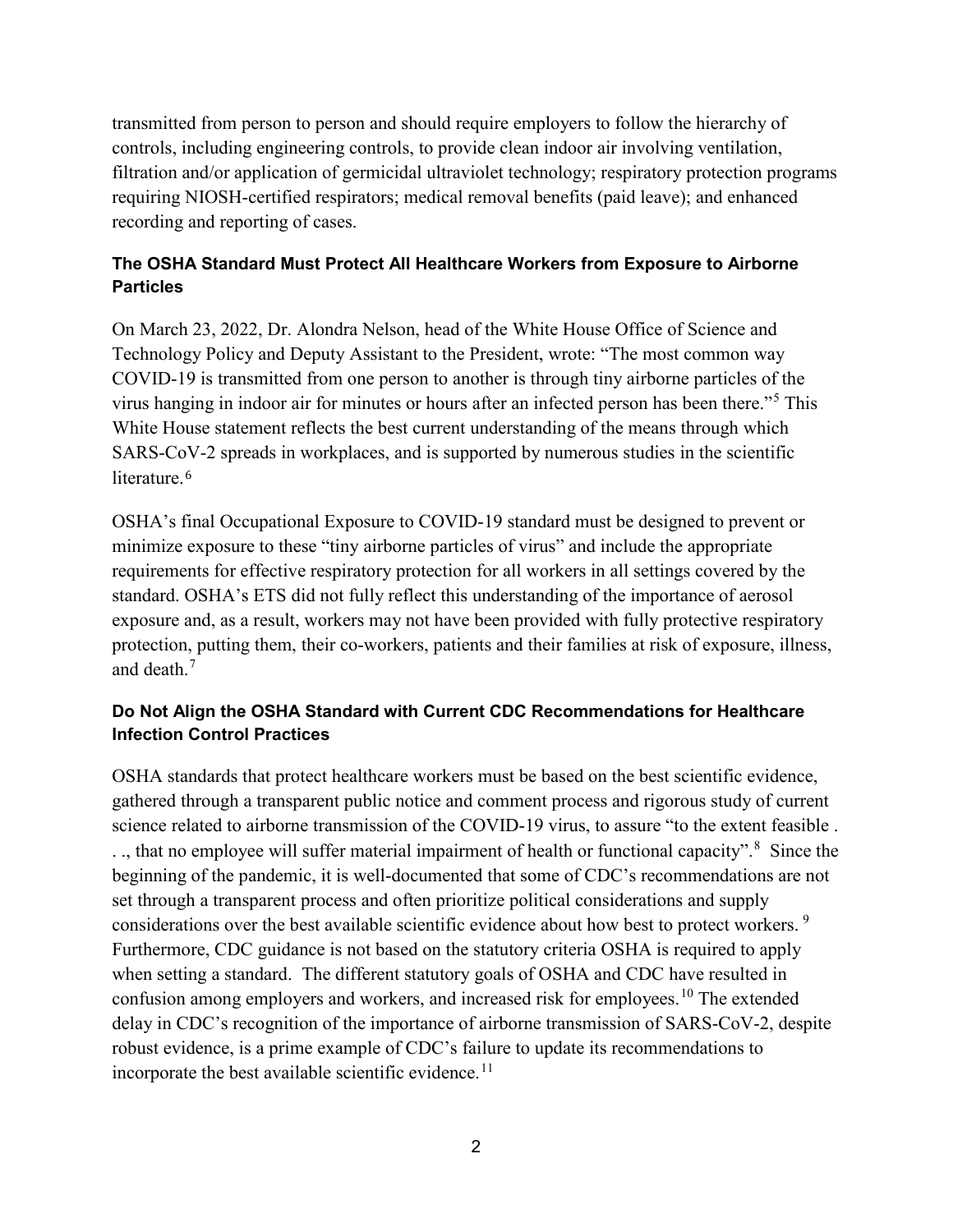transmitted from person to person and should require employers to follow the hierarchy of controls, including engineering controls, to provide clean indoor air involving ventilation, filtration and/or application of germicidal ultraviolet technology; respiratory protection programs requiring NIOSH-certified respirators; medical removal benefits (paid leave); and enhanced recording and reporting of cases.

### The OSHA Standard Must Protect All Healthcare Workers from Exposure to Airborne Particles

On March 23, 2022, Dr. Alondra Nelson, head of the White House Office of Science and Technology Policy and Deputy Assistant to the President, wrote: "The most common way COVID-19 is transmitted from one person to another is through tiny airborne particles of the virus hanging in indoor air for minutes or hours after an infected person has been there."[5] This White House statement reflects the best current understanding of the means through which SARS-CoV-2 spreads in workplaces, and is supported by numerous studies in the scientific literature.[6]

OSHA's final Occupational Exposure to COVID-19 standard must be designed to prevent or minimize exposure to these "tiny airborne particles of virus" and include the appropriate requirements for effective respiratory protection for all workers in all settings covered by the standard. OSHA's ETS did not fully reflect this understanding of the importance of aerosol exposure and, as a result, workers may not have been provided with fully protective respiratory protection, putting them, their co-workers, patients and their families at risk of exposure, illness, and death.[7]

### Do Not Align the OSHA Standard with Current CDC Recommendations for Healthcare Infection Control Practices

OSHA standards that protect healthcare workers must be based on the best scientific evidence, gathered through a transparent public notice and comment process and rigorous study of current science related to airborne transmission of the COVID-19 virus, to assure "to the extent feasible . . ., that no employee will suffer material impairment of health or functional capacity".[8] Since the beginning of the pandemic, it is well-documented that some of CDC's recommendations are not set through a transparent process and often prioritize political considerations and supply considerations over the best available scientific evidence about how best to protect workers.[9] Furthermore, CDC guidance is not based on the statutory criteria OSHA is required to apply when setting a standard. The different statutory goals of OSHA and CDC have resulted in confusion among employers and workers, and increased risk for employees.[10] The extended delay in CDC's recognition of the importance of airborne transmission of SARS-CoV-2, despite robust evidence, is a prime example of CDC's failure to update its recommendations to incorporate the best available scientific evidence.[11]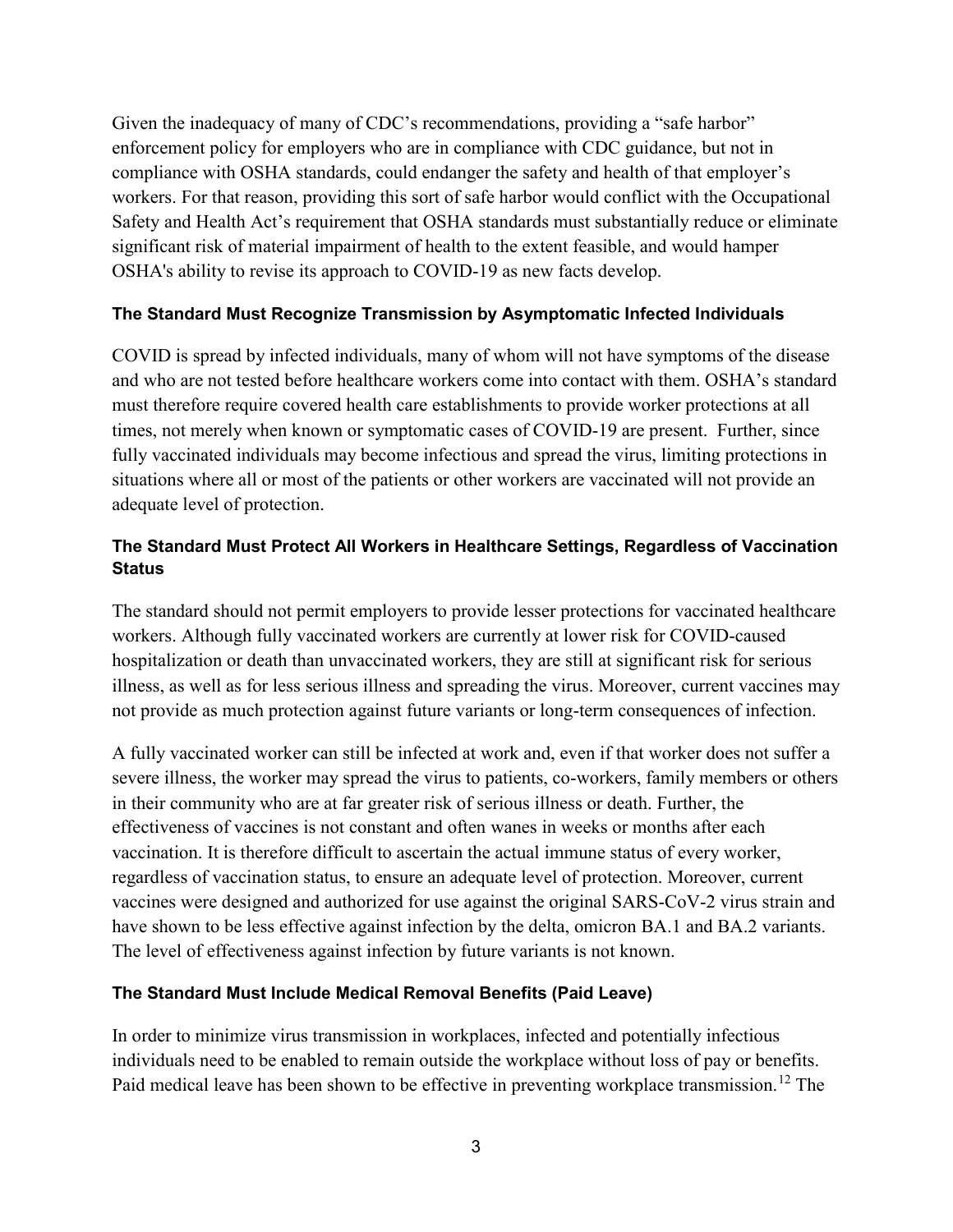Given the inadequacy of many of CDC's recommendations, providing a "safe harbor" enforcement policy for employers who are in compliance with CDC guidance, but not in compliance with OSHA standards, could endanger the safety and health of that employer's workers. For that reason, providing this sort of safe harbor would conflict with the Occupational Safety and Health Act's requirement that OSHA standards must substantially reduce or eliminate significant risk of material impairment of health to the extent feasible, and would hamper OSHA's ability to revise its approach to COVID-19 as new facts develop.

### The Standard Must Recognize Transmission by Asymptomatic Infected Individuals

COVID is spread by infected individuals, many of whom will not have symptoms of the disease and who are not tested before healthcare workers come into contact with them. OSHA's standard must therefore require covered health care establishments to provide worker protections at all times, not merely when known or symptomatic cases of COVID-19 are present. Further, since fully vaccinated individuals may become infectious and spread the virus, limiting protections in situations where all or most of the patients or other workers are vaccinated will not provide an adequate level of protection.

### The Standard Must Protect All Workers in Healthcare Settings, Regardless of Vaccination Status

The standard should not permit employers to provide lesser protections for vaccinated healthcare workers. Although fully vaccinated workers are currently at lower risk for COVID-caused hospitalization or death than unvaccinated workers, they are still at significant risk for serious illness, as well as for less serious illness and spreading the virus. Moreover, current vaccines may not provide as much protection against future variants or long-term consequences of infection.

A fully vaccinated worker can still be infected at work and, even if that worker does not suffer a severe illness, the worker may spread the virus to patients, co-workers, family members or others in their community who are at far greater risk of serious illness or death. Further, the effectiveness of vaccines is not constant and often wanes in weeks or months after each vaccination. It is therefore difficult to ascertain the actual immune status of every worker, regardless of vaccination status, to ensure an adequate level of protection. Moreover, current vaccines were designed and authorized for use against the original SARS-CoV-2 virus strain and have shown to be less effective against infection by the delta, omicron BA.1 and BA.2 variants. The level of effectiveness against infection by future variants is not known.

### The Standard Must Include Medical Removal Benefits (Paid Leave)

In order to minimize virus transmission in workplaces, infected and potentially infectious individuals need to be enabled to remain outside the workplace without loss of pay or benefits. Paid medical leave has been shown to be effective in preventing workplace transmission.[12] The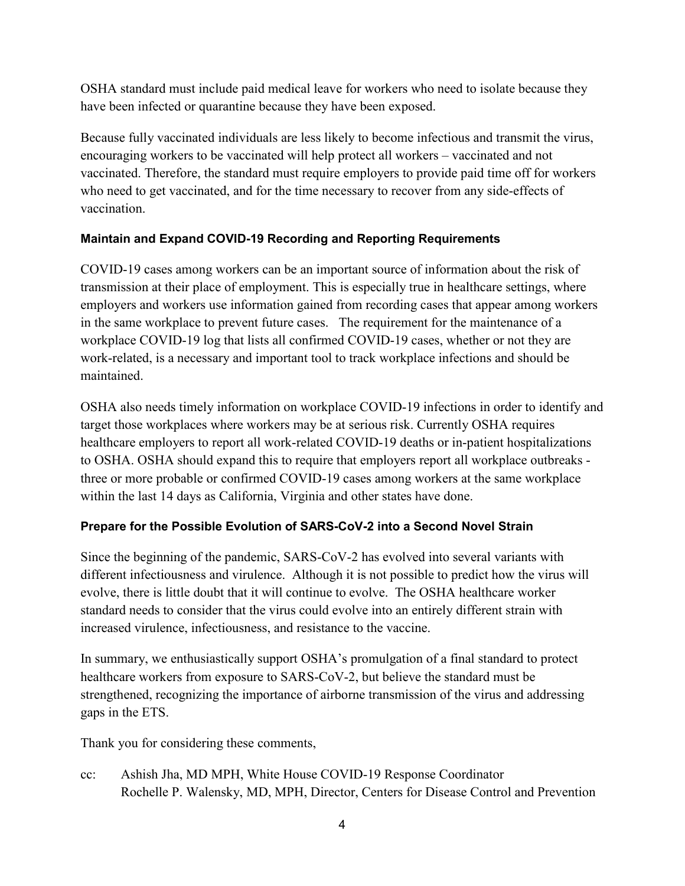OSHA standard must include paid medical leave for workers who need to isolate because they have been infected or quarantine because they have been exposed.

Because fully vaccinated individuals are less likely to become infectious and transmit the virus, encouraging workers to be vaccinated will help protect all workers – vaccinated and not vaccinated. Therefore, the standard must require employers to provide paid time off for workers who need to get vaccinated, and for the time necessary to recover from any side-effects of vaccination.

### Maintain and Expand COVID-19 Recording and Reporting Requirements

COVID-19 cases among workers can be an important source of information about the risk of transmission at their place of employment. This is especially true in healthcare settings, where employers and workers use information gained from recording cases that appear among workers in the same workplace to prevent future cases. The requirement for the maintenance of a workplace COVID-19 log that lists all confirmed COVID-19 cases, whether or not they are work-related, is a necessary and important tool to track workplace infections and should be maintained.

OSHA also needs timely information on workplace COVID-19 infections in order to identify and target those workplaces where workers may be at serious risk. Currently OSHA requires healthcare employers to report all work-related COVID-19 deaths or in-patient hospitalizations to OSHA. OSHA should expand this to require that employers report all workplace outbreaks - three or more probable or confirmed COVID-19 cases among workers at the same workplace within the last 14 days as California, Virginia and other states have done.

### Prepare for the Possible Evolution of SARS-CoV-2 into a Second Novel Strain

Since the beginning of the pandemic, SARS-CoV-2 has evolved into several variants with different infectiousness and virulence. Although it is not possible to predict how the virus will evolve, there is little doubt that it will continue to evolve. The OSHA healthcare worker standard needs to consider that the virus could evolve into an entirely different strain with increased virulence, infectiousness, and resistance to the vaccine.

In summary, we enthusiastically support OSHA's promulgation of a final standard to protect healthcare workers from exposure to SARS-CoV-2, but believe the standard must be strengthened, recognizing the importance of airborne transmission of the virus and addressing gaps in the ETS.

Thank you for considering these comments,

cc: Ashish Jha, MD MPH, White House COVID-19 Response Coordinator
Rochelle P. Walensky, MD, MPH, Director, Centers for Disease Control and Prevention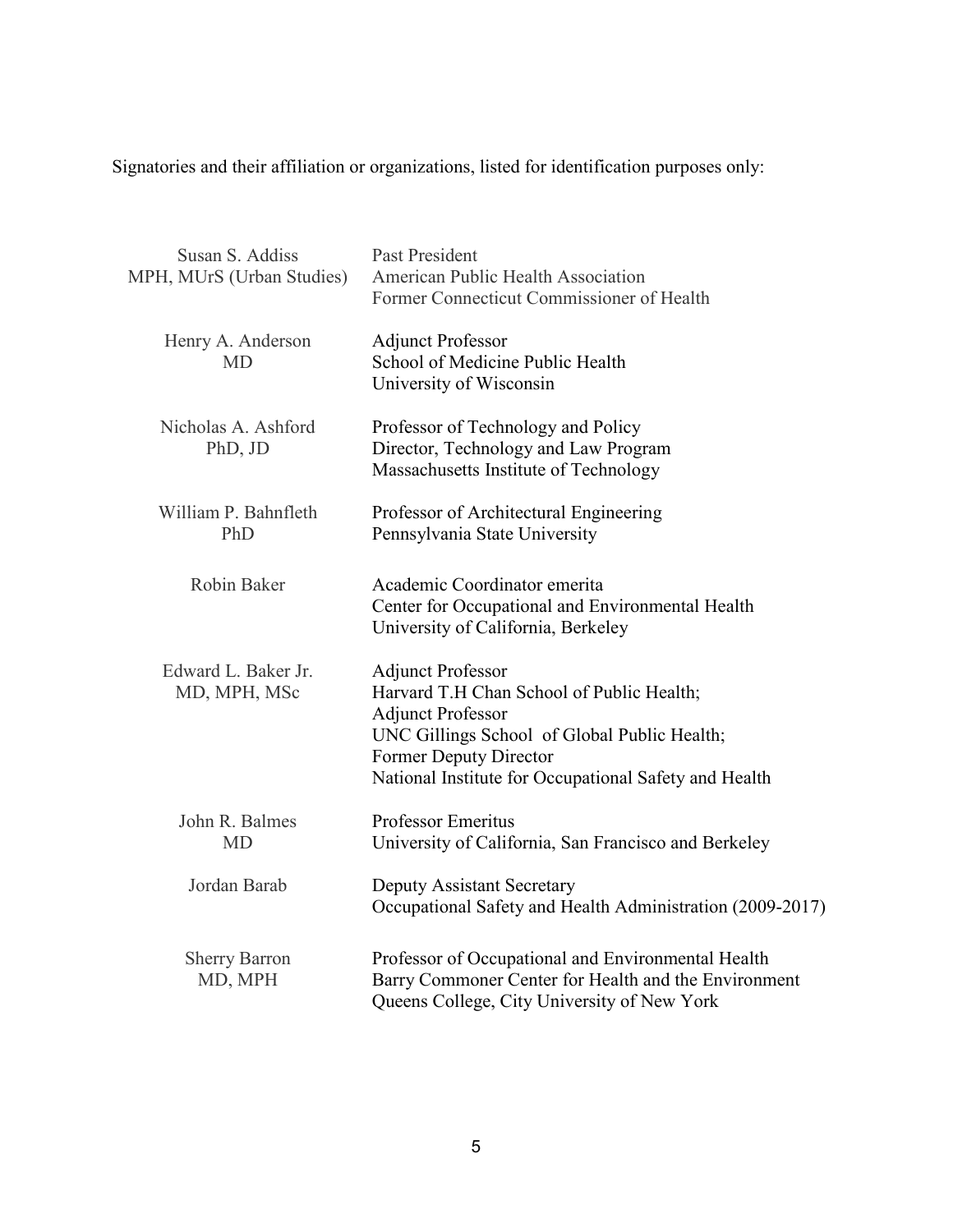Signatories and their affiliation or organizations, listed for identification purposes only:

| | |
|---|---|
| Susan S. Addiss<br>MPH, MUrS (Urban Studies) | Past President<br>American Public Health Association<br>Former Connecticut Commissioner of Health |
| Henry A. Anderson<br>MD | Adjunct Professor<br>School of Medicine Public Health<br>University of Wisconsin |
| Nicholas A. Ashford<br>PhD, JD | Professor of Technology and Policy<br>Director, Technology and Law Program<br>Massachusetts Institute of Technology |
| William P. Bahnfleth<br>PhD | Professor of Architectural Engineering<br>Pennsylvania State University |
| Robin Baker | Academic Coordinator emerita<br>Center for Occupational and Environmental Health<br>University of California, Berkeley |
| Edward L. Baker Jr.<br>MD, MPH, MSc | Adjunct Professor<br>Harvard T.H Chan School of Public Health;<br>Adjunct Professor<br>UNC Gillings School of Global Public Health;<br>Former Deputy Director<br>National Institute for Occupational Safety and Health |
| John R. Balmes<br>MD | Professor Emeritus<br>University of California, San Francisco and Berkeley |
| Jordan Barab | Deputy Assistant Secretary<br>Occupational Safety and Health Administration (2009-2017) |
| Sherry Barron<br>MD, MPH | Professor of Occupational and Environmental Health<br>Barry Commoner Center for Health and the Environment<br>Queens College, City University of New York |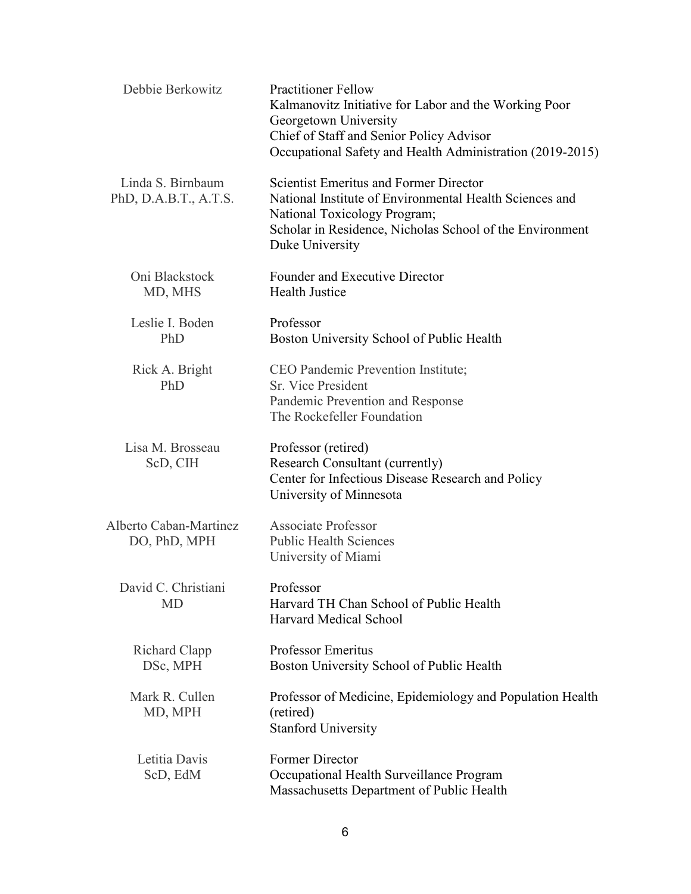| | |
|---|---|
| Debbie Berkowitz | Practitioner Fellow<br>Kalmanovitz Initiative for Labor and the Working Poor<br>Georgetown University<br>Chief of Staff and Senior Policy Advisor<br>Occupational Safety and Health Administration (2019-2015) |
| Linda S. Birnbaum<br>PhD, D.A.B.T., A.T.S. | Scientist Emeritus and Former Director<br>National Institute of Environmental Health Sciences and National Toxicology Program;<br>Scholar in Residence, Nicholas School of the Environment<br>Duke University |
| Oni Blackstock<br>MD, MHS | Founder and Executive Director<br>Health Justice |
| Leslie I. Boden<br>PhD | Professor<br>Boston University School of Public Health |
| Rick A. Bright<br>PhD | CEO Pandemic Prevention Institute;<br>Sr. Vice President<br>Pandemic Prevention and Response<br>The Rockefeller Foundation |
| Lisa M. Brosseau<br>ScD, CIH | Professor (retired)<br>Research Consultant (currently)<br>Center for Infectious Disease Research and Policy<br>University of Minnesota |
| Alberto Caban-Martinez<br>DO, PhD, MPH | Associate Professor<br>Public Health Sciences<br>University of Miami |
| David C. Christiani<br>MD | Professor<br>Harvard TH Chan School of Public Health<br>Harvard Medical School |
| Richard Clapp<br>DSc, MPH | Professor Emeritus<br>Boston University School of Public Health |
| Mark R. Cullen<br>MD, MPH | Professor of Medicine, Epidemiology and Population Health (retired)<br>Stanford University |
| Letitia Davis<br>ScD, EdM | Former Director<br>Occupational Health Surveillance Program<br>Massachusetts Department of Public Health |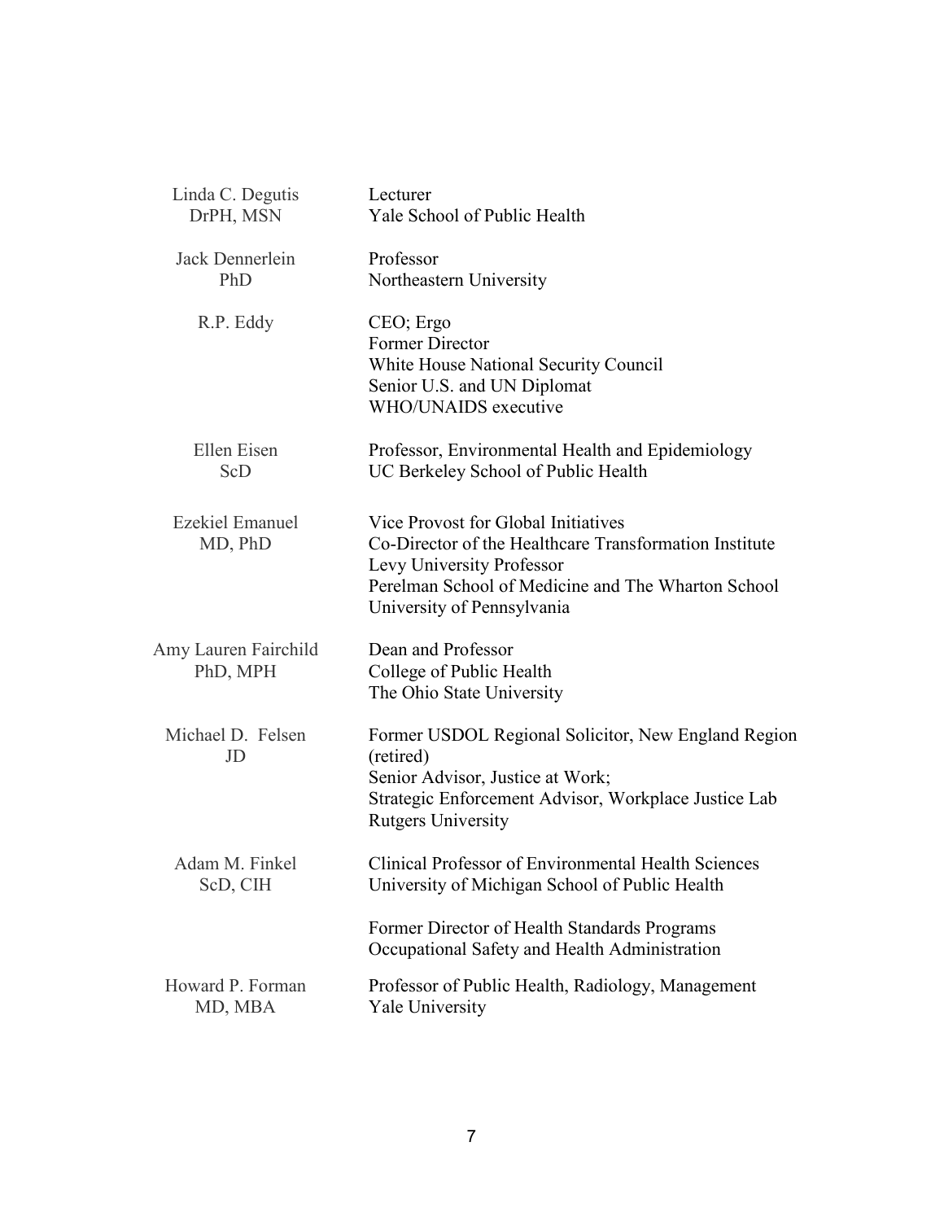| | |
|---|---|
| Linda C. Degutis<br>DrPH, MSN | Lecturer<br>Yale School of Public Health |
| Jack Dennerlein<br>PhD | Professor<br>Northeastern University |
| R.P. Eddy | CEO; Ergo<br>Former Director<br>White House National Security Council<br>Senior U.S. and UN Diplomat<br>WHO/UNAIDS executive |
| Ellen Eisen<br>ScD | Professor, Environmental Health and Epidemiology<br>UC Berkeley School of Public Health |
| Ezekiel Emanuel<br>MD, PhD | Vice Provost for Global Initiatives<br>Co-Director of the Healthcare Transformation Institute<br>Levy University Professor<br>Perelman School of Medicine and The Wharton School<br>University of Pennsylvania |
| Amy Lauren Fairchild<br>PhD, MPH | Dean and Professor<br>College of Public Health<br>The Ohio State University |
| Michael D. Felsen<br>JD | Former USDOL Regional Solicitor, New England Region (retired)<br>Senior Advisor, Justice at Work;<br>Strategic Enforcement Advisor, Workplace Justice Lab<br>Rutgers University |
| Adam M. Finkel<br>ScD, CIH | Clinical Professor of Environmental Health Sciences<br>University of Michigan School of Public Health<br><br>Former Director of Health Standards Programs<br>Occupational Safety and Health Administration |
| Howard P. Forman<br>MD, MBA | Professor of Public Health, Radiology, Management<br>Yale University |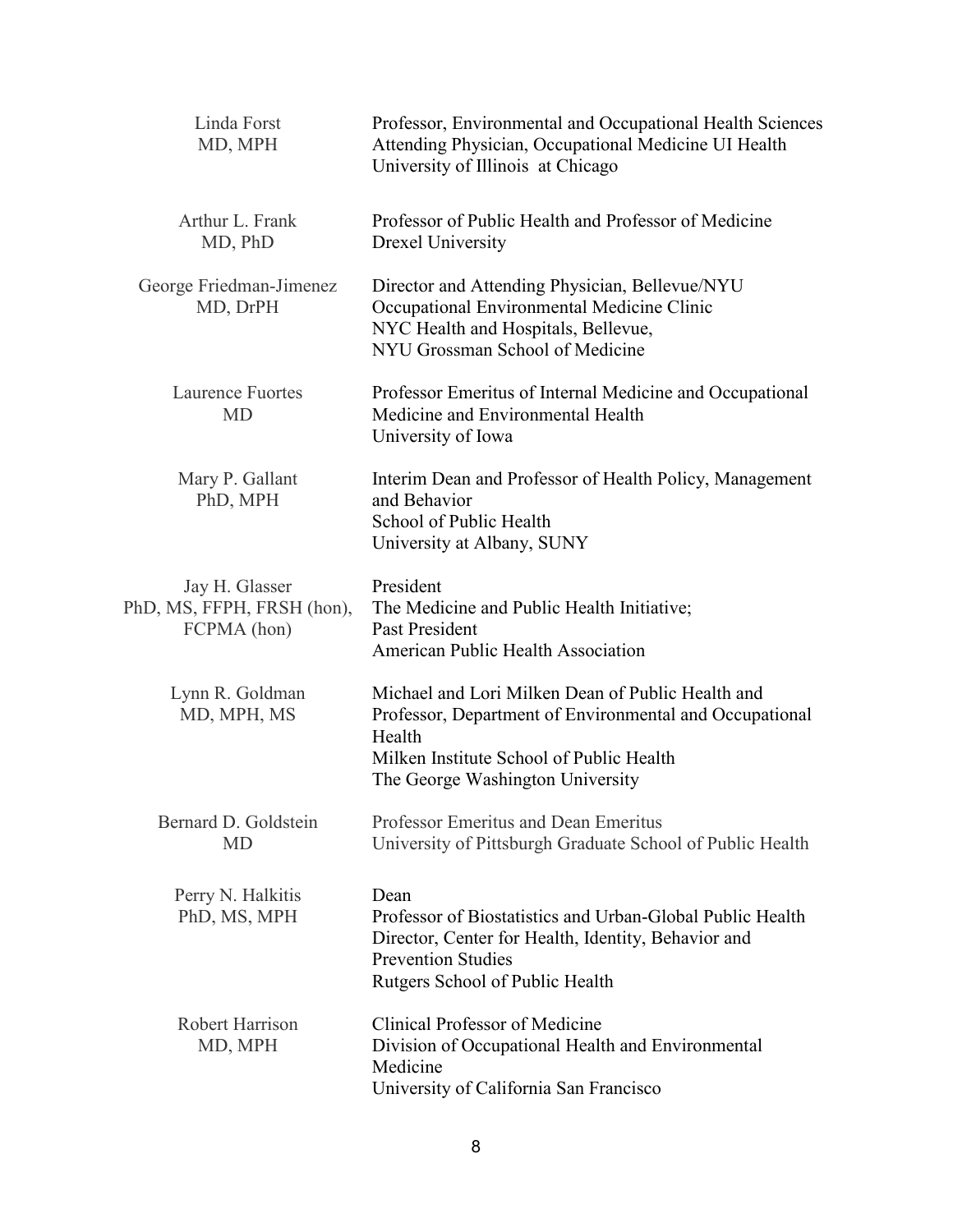| | |
|---|---|
| Linda Forst<br>MD, MPH | Professor, Environmental and Occupational Health Sciences<br>Attending Physician, Occupational Medicine UI Health<br>University of Illinois at Chicago |
| Arthur L. Frank<br>MD, PhD | Professor of Public Health and Professor of Medicine<br>Drexel University |
| George Friedman-Jimenez<br>MD, DrPH | Director and Attending Physician, Bellevue/NYU<br>Occupational Environmental Medicine Clinic<br>NYC Health and Hospitals, Bellevue,<br>NYU Grossman School of Medicine |
| Laurence Fuortes<br>MD | Professor Emeritus of Internal Medicine and Occupational Medicine and Environmental Health<br>University of Iowa |
| Mary P. Gallant<br>PhD, MPH | Interim Dean and Professor of Health Policy, Management and Behavior<br>School of Public Health<br>University at Albany, SUNY |
| Jay H. Glasser<br>PhD, MS, FFPH, FRSH (hon), FCPMA (hon) | President<br>The Medicine and Public Health Initiative;<br>Past President<br>American Public Health Association |
| Lynn R. Goldman<br>MD, MPH, MS | Michael and Lori Milken Dean of Public Health and Professor, Department of Environmental and Occupational Health<br>Milken Institute School of Public Health<br>The George Washington University |
| Bernard D. Goldstein<br>MD | Professor Emeritus and Dean Emeritus<br>University of Pittsburgh Graduate School of Public Health |
| Perry N. Halkitis<br>PhD, MS, MPH | Dean<br>Professor of Biostatistics and Urban-Global Public Health<br>Director, Center for Health, Identity, Behavior and Prevention Studies<br>Rutgers School of Public Health |
| Robert Harrison<br>MD, MPH | Clinical Professor of Medicine<br>Division of Occupational Health and Environmental Medicine<br>University of California San Francisco |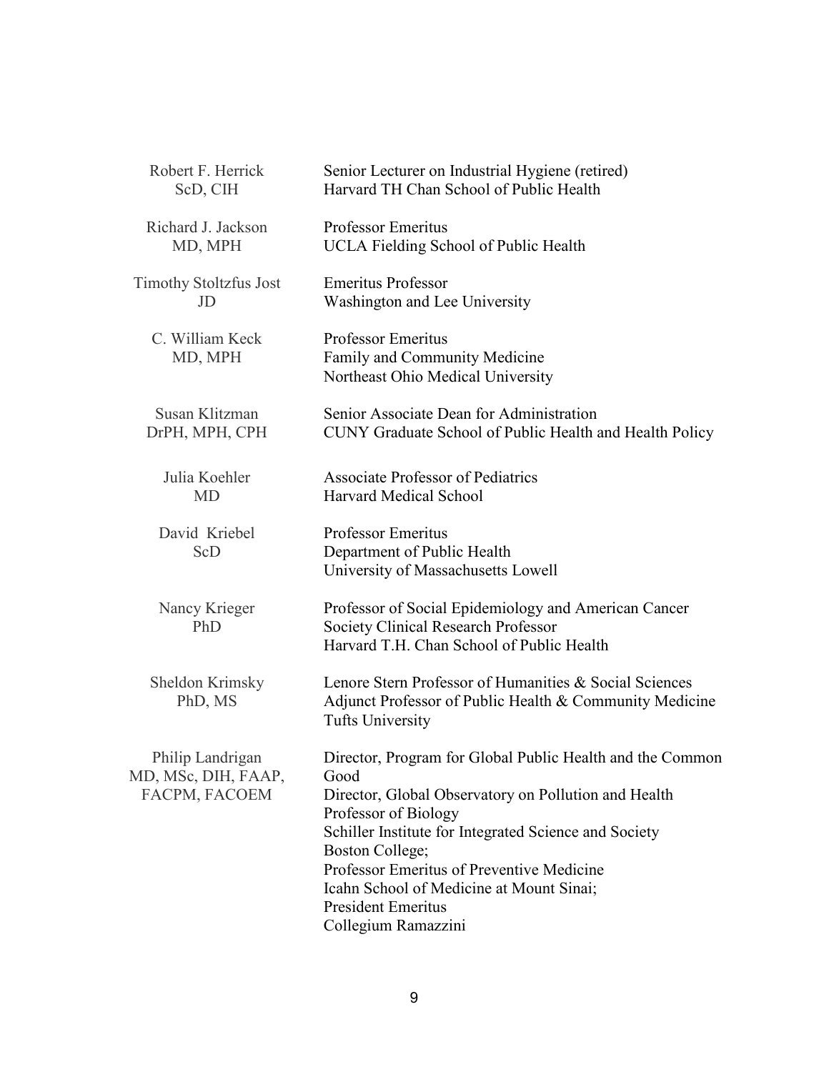| | |
|---|---|
| Robert F. Herrick<br>ScD, CIH | Senior Lecturer on Industrial Hygiene (retired)<br>Harvard TH Chan School of Public Health |
| Richard J. Jackson<br>MD, MPH | Professor Emeritus<br>UCLA Fielding School of Public Health |
| Timothy Stoltzfus Jost<br>JD | Emeritus Professor<br>Washington and Lee University |
| C. William Keck<br>MD, MPH | Professor Emeritus<br>Family and Community Medicine<br>Northeast Ohio Medical University |
| Susan Klitzman<br>DrPH, MPH, CPH | Senior Associate Dean for Administration<br>CUNY Graduate School of Public Health and Health Policy |
| Julia Koehler<br>MD | Associate Professor of Pediatrics<br>Harvard Medical School |
| David Kriebel<br>ScD | Professor Emeritus<br>Department of Public Health<br>University of Massachusetts Lowell |
| Nancy Krieger<br>PhD | Professor of Social Epidemiology and American Cancer Society Clinical Research Professor<br>Harvard T.H. Chan School of Public Health |
| Sheldon Krimsky<br>PhD, MS | Lenore Stern Professor of Humanities & Social Sciences<br>Adjunct Professor of Public Health & Community Medicine<br>Tufts University |
| Philip Landrigan<br>MD, MSc, DIH, FAAP, FACPM, FACOEM | Director, Program for Global Public Health and the Common Good<br>Director, Global Observatory on Pollution and Health<br>Professor of Biology<br>Schiller Institute for Integrated Science and Society<br>Boston College;<br>Professor Emeritus of Preventive Medicine<br>Icahn School of Medicine at Mount Sinai;<br>President Emeritus<br>Collegium Ramazzini |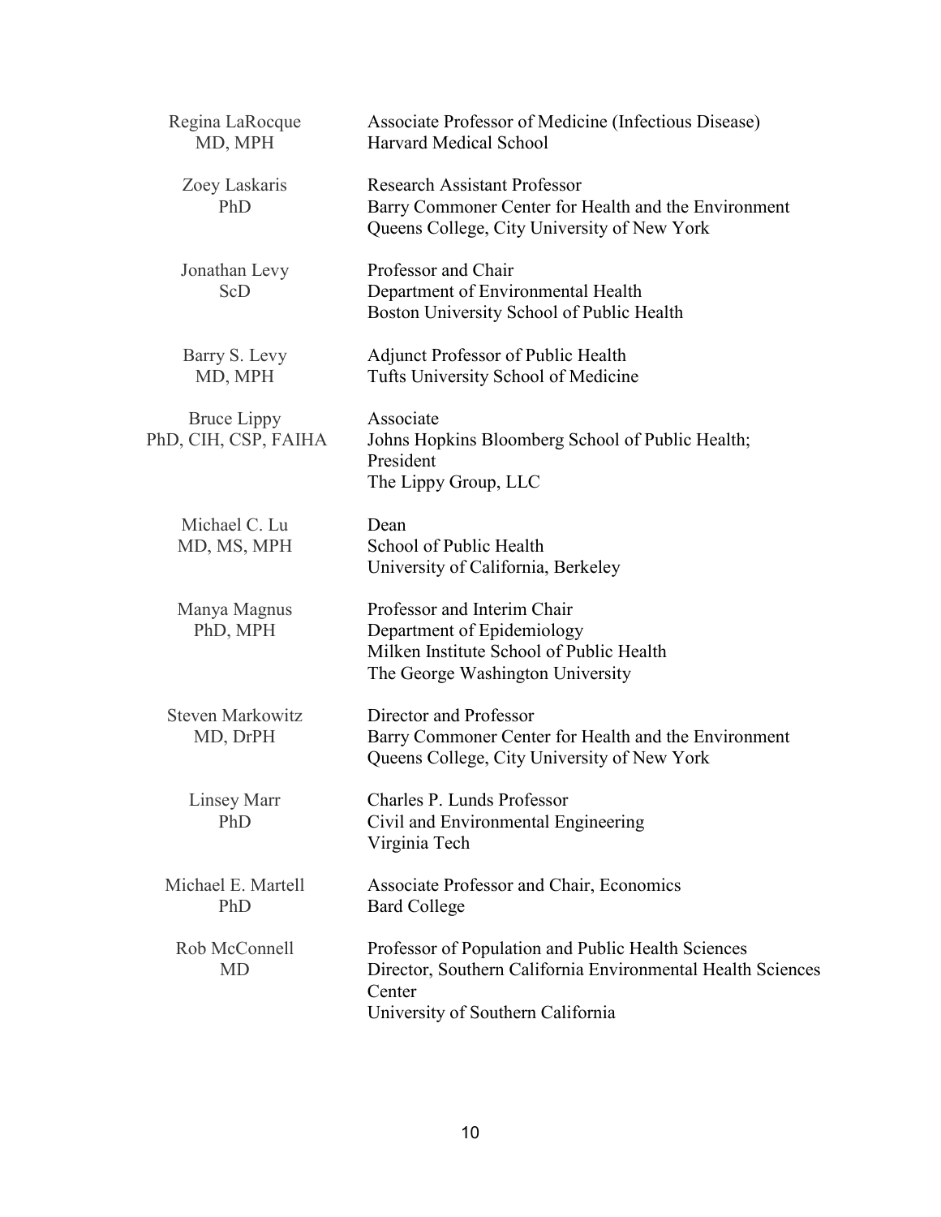| | |
|---|---|
| Regina LaRocque<br>MD, MPH | Associate Professor of Medicine (Infectious Disease)<br>Harvard Medical School |
| Zoey Laskaris<br>PhD | Research Assistant Professor<br>Barry Commoner Center for Health and the Environment<br>Queens College, City University of New York |
| Jonathan Levy<br>ScD | Professor and Chair<br>Department of Environmental Health<br>Boston University School of Public Health |
| Barry S. Levy<br>MD, MPH | Adjunct Professor of Public Health<br>Tufts University School of Medicine |
| Bruce Lippy<br>PhD, CIH, CSP, FAIHA | Associate<br>Johns Hopkins Bloomberg School of Public Health;<br>President<br>The Lippy Group, LLC |
| Michael C. Lu<br>MD, MS, MPH | Dean<br>School of Public Health<br>University of California, Berkeley |
| Manya Magnus<br>PhD, MPH | Professor and Interim Chair<br>Department of Epidemiology<br>Milken Institute School of Public Health<br>The George Washington University |
| Steven Markowitz<br>MD, DrPH | Director and Professor<br>Barry Commoner Center for Health and the Environment<br>Queens College, City University of New York |
| Linsey Marr<br>PhD | Charles P. Lunds Professor<br>Civil and Environmental Engineering<br>Virginia Tech |
| Michael E. Martell<br>PhD | Associate Professor and Chair, Economics<br>Bard College |
| Rob McConnell<br>MD | Professor of Population and Public Health Sciences<br>Director, Southern California Environmental Health Sciences Center<br>University of Southern California |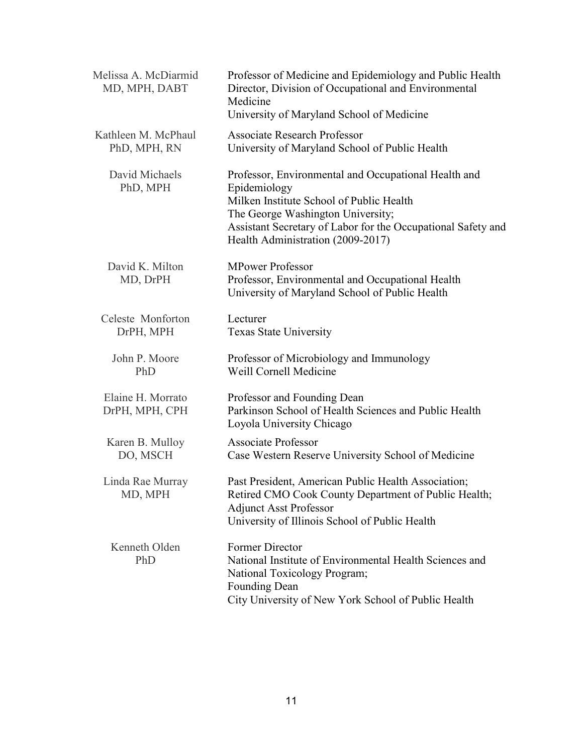| | |
|---|---|
| Melissa A. McDiarmid<br>MD, MPH, DABT | Professor of Medicine and Epidemiology and Public Health<br>Director, Division of Occupational and Environmental Medicine<br>University of Maryland School of Medicine |
| Kathleen M. McPhaul<br>PhD, MPH, RN | Associate Research Professor<br>University of Maryland School of Public Health |
| David Michaels<br>PhD, MPH | Professor, Environmental and Occupational Health and Epidemiology<br>Milken Institute School of Public Health<br>The George Washington University;<br>Assistant Secretary of Labor for the Occupational Safety and Health Administration (2009-2017) |
| David K. Milton<br>MD, DrPH | MPower Professor<br>Professor, Environmental and Occupational Health<br>University of Maryland School of Public Health |
| Celeste Monforton<br>DrPH, MPH | Lecturer<br>Texas State University |
| John P. Moore<br>PhD | Professor of Microbiology and Immunology<br>Weill Cornell Medicine |
| Elaine H. Morrato<br>DrPH, MPH, CPH | Professor and Founding Dean<br>Parkinson School of Health Sciences and Public Health<br>Loyola University Chicago |
| Karen B. Mulloy<br>DO, MSCH | Associate Professor<br>Case Western Reserve University School of Medicine |
| Linda Rae Murray<br>MD, MPH | Past President, American Public Health Association;<br>Retired CMO Cook County Department of Public Health;<br>Adjunct Asst Professor<br>University of Illinois School of Public Health |
| Kenneth Olden<br>PhD | Former Director<br>National Institute of Environmental Health Sciences and National Toxicology Program;<br>Founding Dean<br>City University of New York School of Public Health |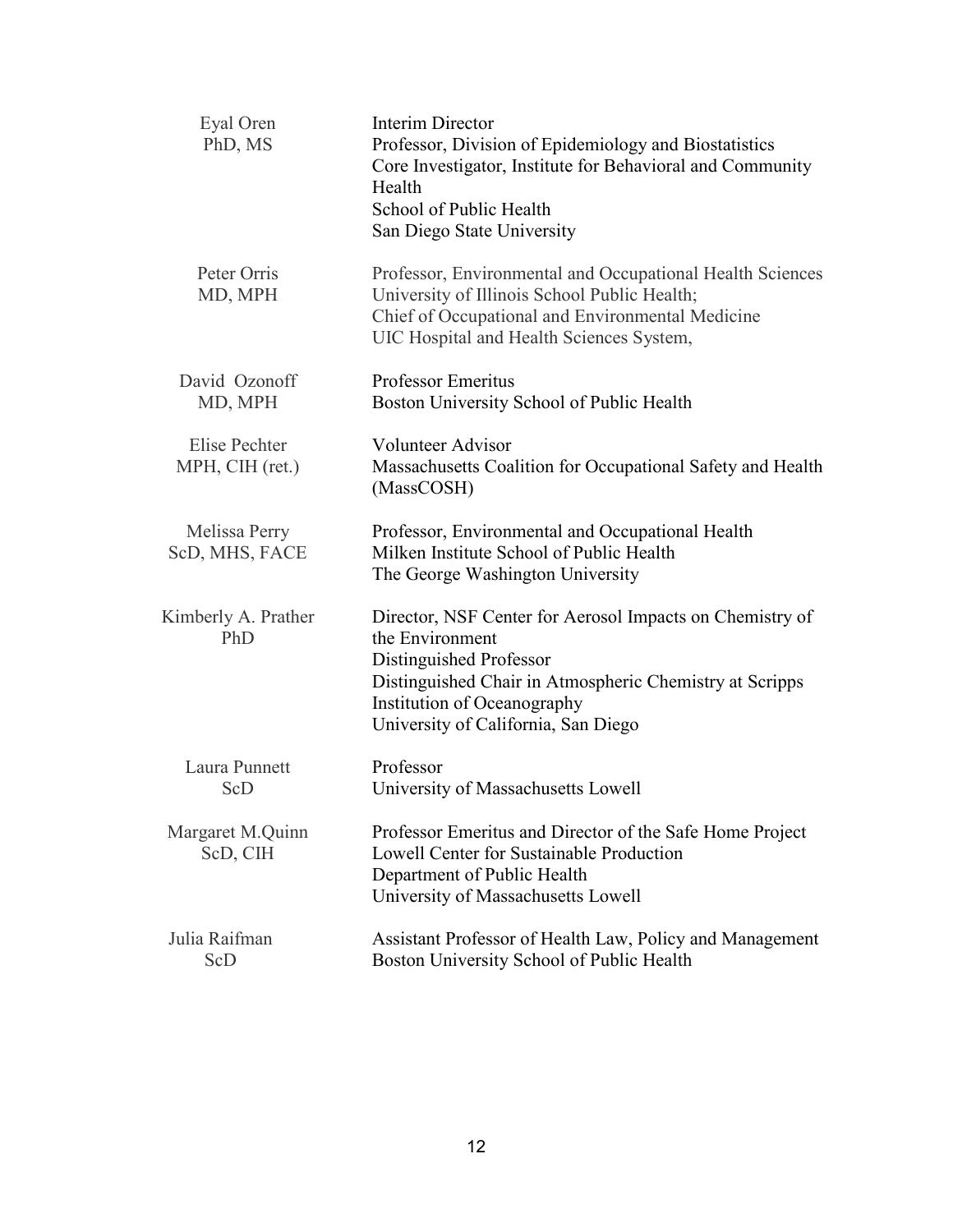| | |
|---|---|
| Eyal Oren<br>PhD, MS | Interim Director<br>Professor, Division of Epidemiology and Biostatistics<br>Core Investigator, Institute for Behavioral and Community Health<br>School of Public Health<br>San Diego State University |
| Peter Orris<br>MD, MPH | Professor, Environmental and Occupational Health Sciences<br>University of Illinois School Public Health;<br>Chief of Occupational and Environmental Medicine<br>UIC Hospital and Health Sciences System, |
| David Ozonoff<br>MD, MPH | Professor Emeritus<br>Boston University School of Public Health |
| Elise Pechter<br>MPH, CIH (ret.) | Volunteer Advisor<br>Massachusetts Coalition for Occupational Safety and Health (MassCOSH) |
| Melissa Perry<br>ScD, MHS, FACE | Professor, Environmental and Occupational Health<br>Milken Institute School of Public Health<br>The George Washington University |
| Kimberly A. Prather<br>PhD | Director, NSF Center for Aerosol Impacts on Chemistry of the Environment<br>Distinguished Professor<br>Distinguished Chair in Atmospheric Chemistry at Scripps Institution of Oceanography<br>University of California, San Diego |
| Laura Punnett<br>ScD | Professor<br>University of Massachusetts Lowell |
| Margaret M.Quinn<br>ScD, CIH | Professor Emeritus and Director of the Safe Home Project<br>Lowell Center for Sustainable Production<br>Department of Public Health<br>University of Massachusetts Lowell |
| Julia Raifman<br>ScD | Assistant Professor of Health Law, Policy and Management<br>Boston University School of Public Health |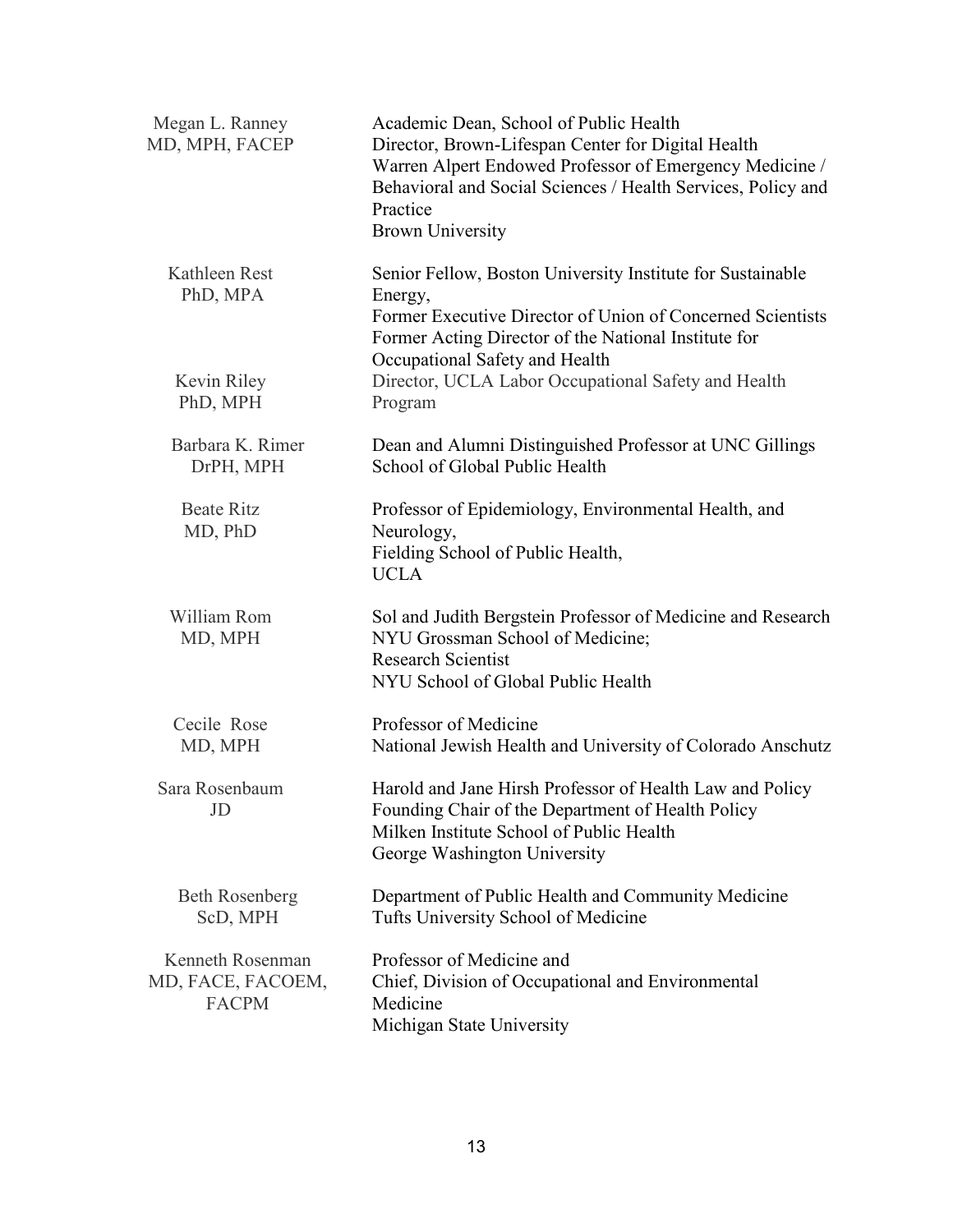| | |
|---|---|
| Megan L. Ranney<br>MD, MPH, FACEP | Academic Dean, School of Public Health<br>Director, Brown-Lifespan Center for Digital Health<br>Warren Alpert Endowed Professor of Emergency Medicine / Behavioral and Social Sciences / Health Services, Policy and Practice<br>Brown University |
| Kathleen Rest<br>PhD, MPA | Senior Fellow, Boston University Institute for Sustainable Energy,<br>Former Executive Director of Union of Concerned Scientists<br>Former Acting Director of the National Institute for Occupational Safety and Health |
| Kevin Riley<br>PhD, MPH | Director, UCLA Labor Occupational Safety and Health Program |
| Barbara K. Rimer<br>DrPH, MPH | Dean and Alumni Distinguished Professor at UNC Gillings School of Global Public Health |
| Beate Ritz<br>MD, PhD | Professor of Epidemiology, Environmental Health, and Neurology,<br>Fielding School of Public Health,<br>UCLA |
| William Rom<br>MD, MPH | Sol and Judith Bergstein Professor of Medicine and Research<br>NYU Grossman School of Medicine;<br>Research Scientist<br>NYU School of Global Public Health |
| Cecile Rose<br>MD, MPH | Professor of Medicine<br>National Jewish Health and University of Colorado Anschutz |
| Sara Rosenbaum<br>JD | Harold and Jane Hirsh Professor of Health Law and Policy<br>Founding Chair of the Department of Health Policy<br>Milken Institute School of Public Health<br>George Washington University |
| Beth Rosenberg<br>ScD, MPH | Department of Public Health and Community Medicine<br>Tufts University School of Medicine |
| Kenneth Rosenman<br>MD, FACE, FACOEM, FACPM | Professor of Medicine and<br>Chief, Division of Occupational and Environmental Medicine<br>Michigan State University |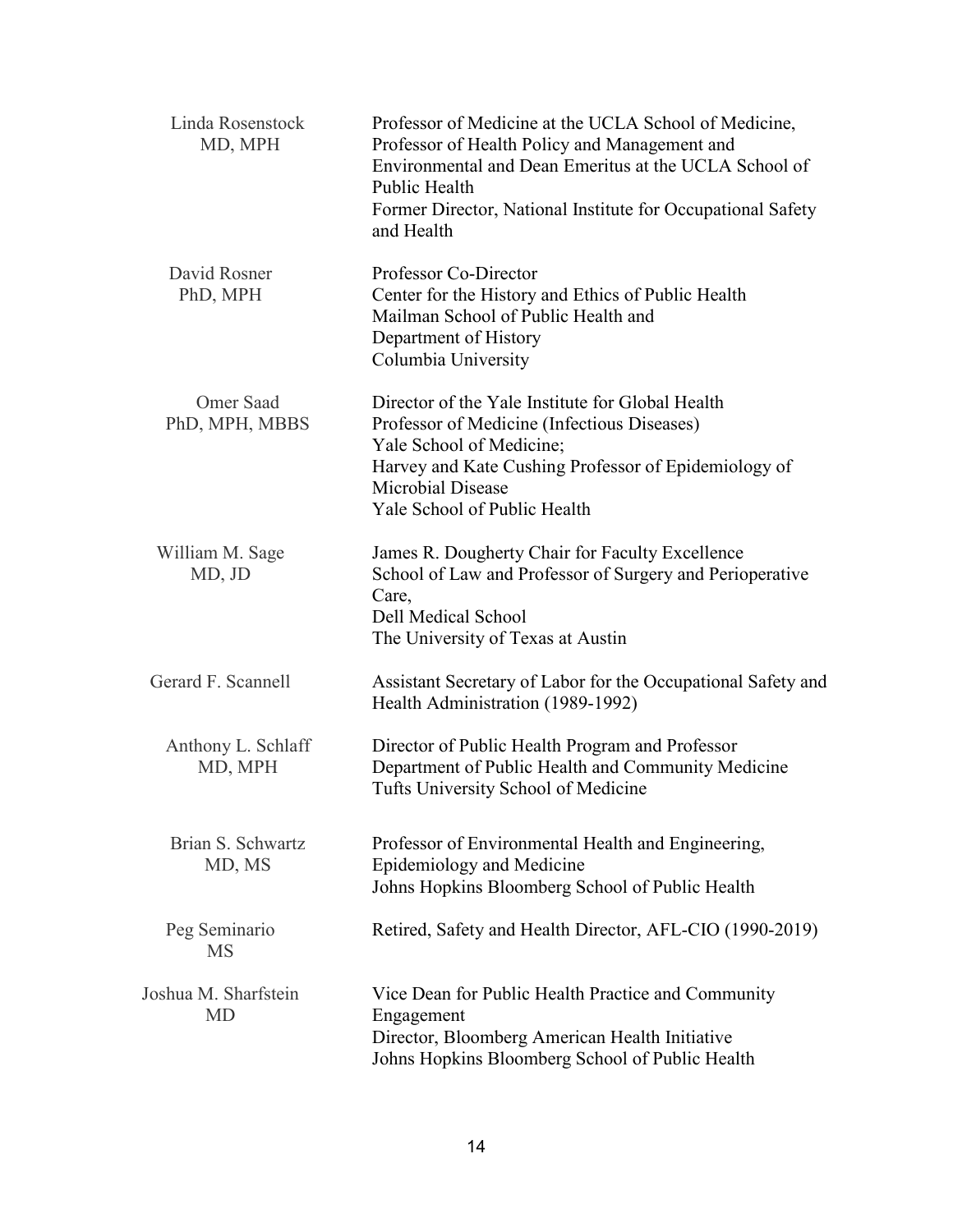| | |
|---|---|
| Linda Rosenstock<br>MD, MPH | Professor of Medicine at the UCLA School of Medicine,<br>Professor of Health Policy and Management and<br>Environmental and Dean Emeritus at the UCLA School of<br>Public Health<br>Former Director, National Institute for Occupational Safety<br>and Health |
| David Rosner<br>PhD, MPH | Professor Co-Director<br>Center for the History and Ethics of Public Health<br>Mailman School of Public Health and<br>Department of History<br>Columbia University |
| Omer Saad<br>PhD, MPH, MBBS | Director of the Yale Institute for Global Health<br>Professor of Medicine (Infectious Diseases)<br>Yale School of Medicine;<br>Harvey and Kate Cushing Professor of Epidemiology of<br>Microbial Disease<br>Yale School of Public Health |
| William M. Sage<br>MD, JD | James R. Dougherty Chair for Faculty Excellence<br>School of Law and Professor of Surgery and Perioperative<br>Care,<br>Dell Medical School<br>The University of Texas at Austin |
| Gerard F. Scannell | Assistant Secretary of Labor for the Occupational Safety and<br>Health Administration (1989-1992) |
| Anthony L. Schlaff<br>MD, MPH | Director of Public Health Program and Professor<br>Department of Public Health and Community Medicine<br>Tufts University School of Medicine |
| Brian S. Schwartz<br>MD, MS | Professor of Environmental Health and Engineering,<br>Epidemiology and Medicine<br>Johns Hopkins Bloomberg School of Public Health |
| Peg Seminario<br>MS | Retired, Safety and Health Director, AFL-CIO (1990-2019) |
| Joshua M. Sharfstein<br>MD | Vice Dean for Public Health Practice and Community<br>Engagement<br>Director, Bloomberg American Health Initiative<br>Johns Hopkins Bloomberg School of Public Health |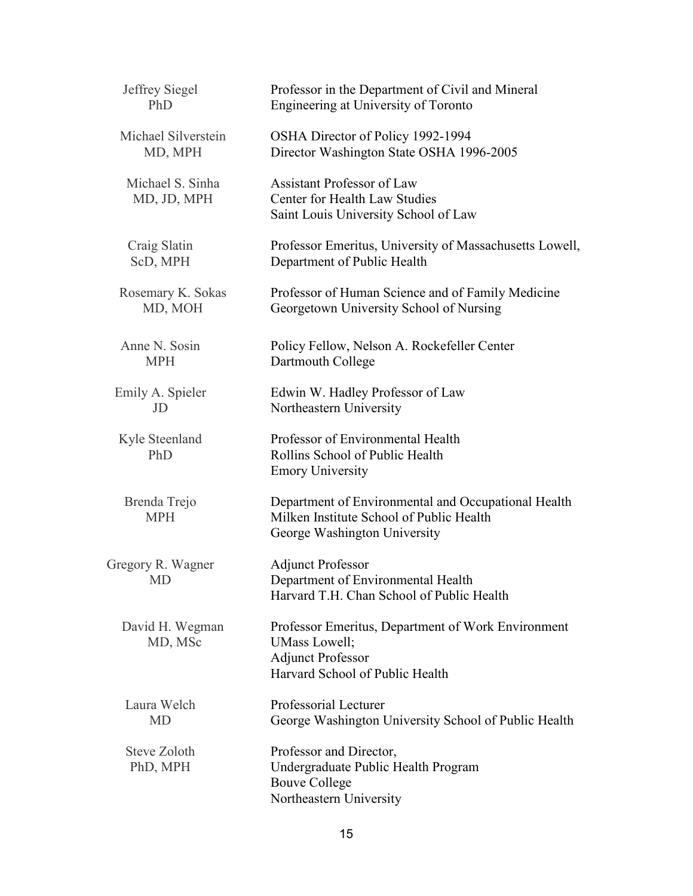| | |
|---|---|
| Jeffrey Siegel<br>PhD | Professor in the Department of Civil and Mineral Engineering at University of Toronto |
| Michael Silverstein<br>MD, MPH | OSHA Director of Policy 1992-1994<br>Director Washington State OSHA 1996-2005 |
| Michael S. Sinha<br>MD, JD, MPH | Assistant Professor of Law<br>Center for Health Law Studies<br>Saint Louis University School of Law |
| Craig Slatin<br>ScD, MPH | Professor Emeritus, University of Massachusetts Lowell, Department of Public Health |
| Rosemary K. Sokas<br>MD, MOH | Professor of Human Science and of Family Medicine<br>Georgetown University School of Nursing |
| Anne N. Sosin<br>MPH | Policy Fellow, Nelson A. Rockefeller Center<br>Dartmouth College |
| Emily A. Spieler<br>JD | Edwin W. Hadley Professor of Law<br>Northeastern University |
| Kyle Steenland<br>PhD | Professor of Environmental Health<br>Rollins School of Public Health<br>Emory University |
| Brenda Trejo<br>MPH | Department of Environmental and Occupational Health<br>Milken Institute School of Public Health<br>George Washington University |
| Gregory R. Wagner<br>MD | Adjunct Professor<br>Department of Environmental Health<br>Harvard T.H. Chan School of Public Health |
| David H. Wegman<br>MD, MSc | Professor Emeritus, Department of Work Environment<br>UMass Lowell;<br>Adjunct Professor<br>Harvard School of Public Health |
| Laura Welch<br>MD | Professorial Lecturer<br>George Washington University School of Public Health |
| Steve Zoloth<br>PhD, MPH | Professor and Director,<br>Undergraduate Public Health Program<br>Bouve College<br>Northeastern University |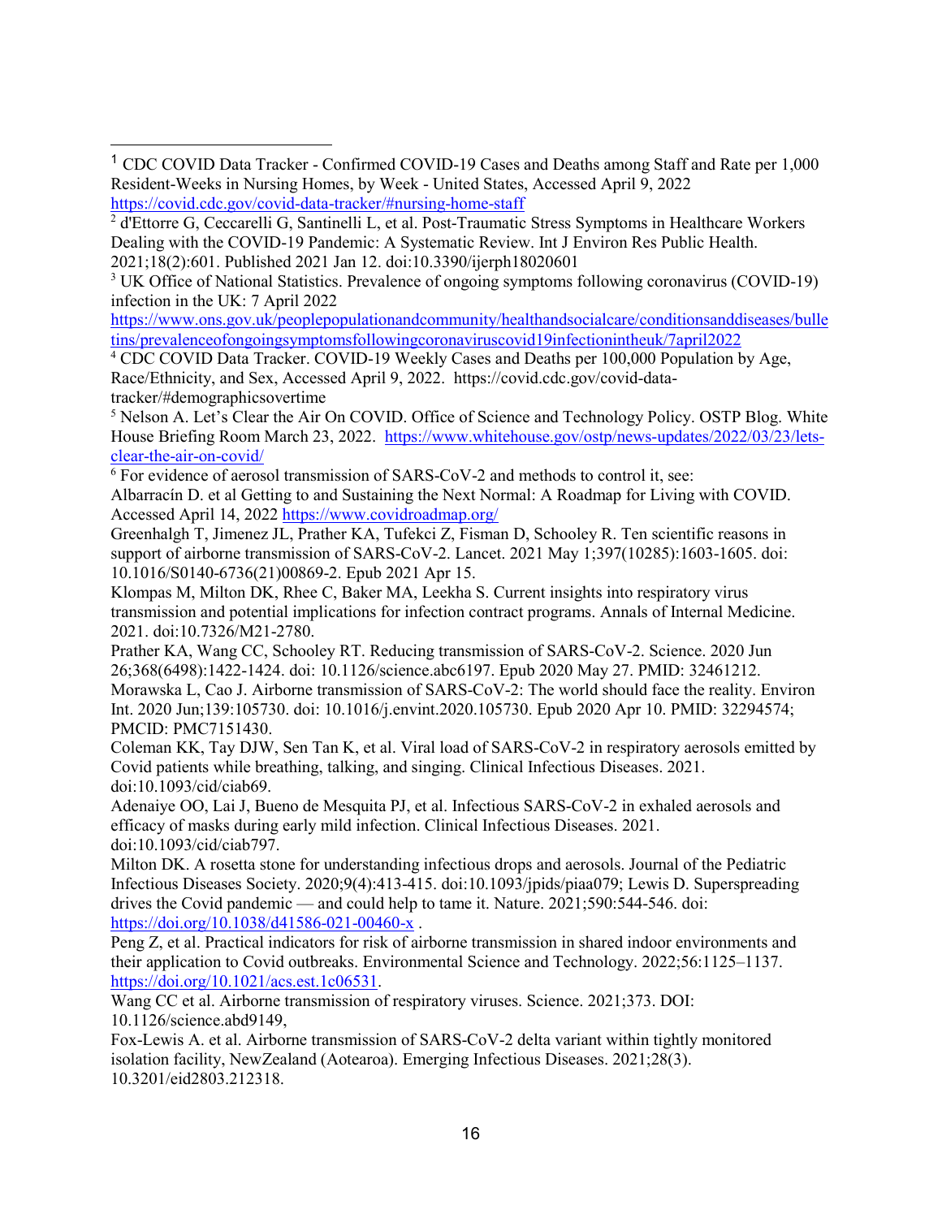[1] CDC COVID Data Tracker - Confirmed COVID-19 Cases and Deaths among Staff and Rate per 1,000 Resident-Weeks in Nursing Homes, by Week - United States, Accessed April 9, 2022 https://covid.cdc.gov/covid-data-tracker/#nursing-home-staff

[2] d'Ettorre G, Ceccarelli G, Santinelli L, et al. Post-Traumatic Stress Symptoms in Healthcare Workers Dealing with the COVID-19 Pandemic: A Systematic Review. Int J Environ Res Public Health. 2021;18(2):601. Published 2021 Jan 12. doi:10.3390/ijerph18020601

[3] UK Office of National Statistics. Prevalence of ongoing symptoms following coronavirus (COVID-19) infection in the UK: 7 April 2022 https://www.ons.gov.uk/peoplepopulationandcommunity/healthandsocialcare/conditionsanddiseases/bulletins/prevalenceofongoingsymptomsfollowingcoronaviruscovid19infectionintheuk/7april2022

[4] CDC COVID Data Tracker. COVID-19 Weekly Cases and Deaths per 100,000 Population by Age, Race/Ethnicity, and Sex, Accessed April 9, 2022. https://covid.cdc.gov/covid-data-tracker/#demographicsovertime

[5] Nelson A. Let's Clear the Air On COVID. Office of Science and Technology Policy. OSTP Blog. White House Briefing Room March 23, 2022. https://www.whitehouse.gov/ostp/news-updates/2022/03/23/lets-clear-the-air-on-covid/

[6] For evidence of aerosol transmission of SARS-CoV-2 and methods to control it, see:

Albarracín D. et al Getting to and Sustaining the Next Normal: A Roadmap for Living with COVID. Accessed April 14, 2022 https://www.covidroadmap.org/

Greenhalgh T, Jimenez JL, Prather KA, Tufekci Z, Fisman D, Schooley R. Ten scientific reasons in support of airborne transmission of SARS-CoV-2. Lancet. 2021 May 1;397(10285):1603-1605. doi: 10.1016/S0140-6736(21)00869-2. Epub 2021 Apr 15.

Klompas M, Milton DK, Rhee C, Baker MA, Leekha S. Current insights into respiratory virus transmission and potential implications for infection contract programs. Annals of Internal Medicine. 2021. doi:10.7326/M21-2780.

Prather KA, Wang CC, Schooley RT. Reducing transmission of SARS-CoV-2. Science. 2020 Jun 26;368(6498):1422-1424. doi: 10.1126/science.abc6197. Epub 2020 May 27. PMID: 32461212.

Morawska L, Cao J. Airborne transmission of SARS-CoV-2: The world should face the reality. Environ Int. 2020 Jun;139:105730. doi: 10.1016/j.envint.2020.105730. Epub 2020 Apr 10. PMID: 32294574; PMCID: PMC7151430.

Coleman KK, Tay DJW, Sen Tan K, et al. Viral load of SARS-CoV-2 in respiratory aerosols emitted by Covid patients while breathing, talking, and singing. Clinical Infectious Diseases. 2021. doi:10.1093/cid/ciab69.

Adenaiye OO, Lai J, Bueno de Mesquita PJ, et al. Infectious SARS-CoV-2 in exhaled aerosols and efficacy of masks during early mild infection. Clinical Infectious Diseases. 2021. doi:10.1093/cid/ciab797.

Milton DK. A rosetta stone for understanding infectious drops and aerosols. Journal of the Pediatric Infectious Diseases Society. 2020;9(4):413-415. doi:10.1093/jpids/piaa079; Lewis D. Superspreading drives the Covid pandemic — and could help to tame it. Nature. 2021;590:544-546. doi: https://doi.org/10.1038/d41586-021-00460-x .

Peng Z, et al. Practical indicators for risk of airborne transmission in shared indoor environments and their application to Covid outbreaks. Environmental Science and Technology. 2022;56:1125–1137. https://doi.org/10.1021/acs.est.1c06531.

Wang CC et al. Airborne transmission of respiratory viruses. Science. 2021;373. DOI: 10.1126/science.abd9149,

Fox-Lewis A. et al. Airborne transmission of SARS-CoV-2 delta variant within tightly monitored isolation facility, NewZealand (Aotearoa). Emerging Infectious Diseases. 2021;28(3). 10.3201/eid2803.212318.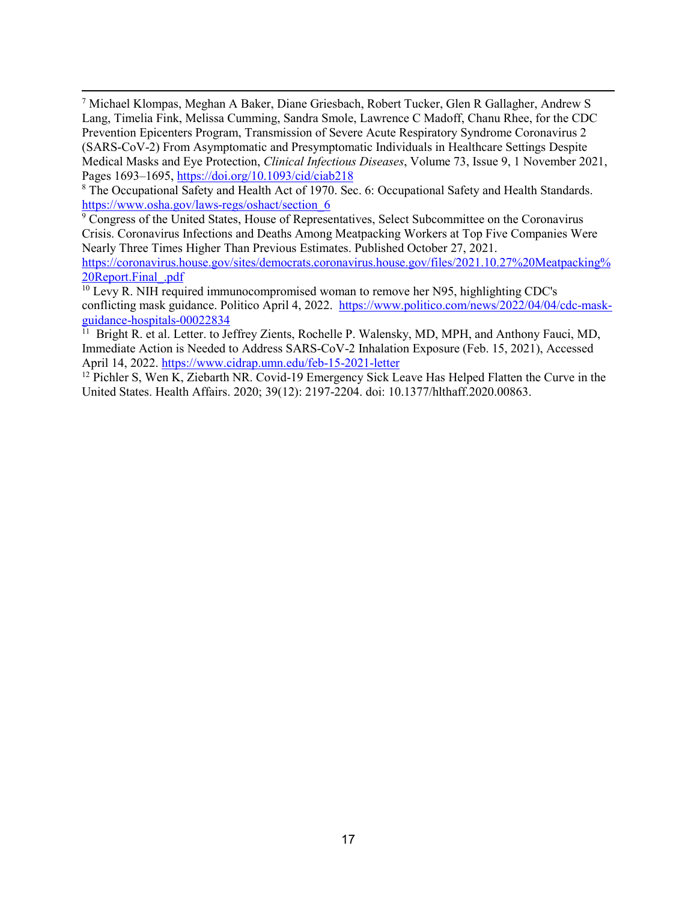[7] Michael Klompas, Meghan A Baker, Diane Griesbach, Robert Tucker, Glen R Gallagher, Andrew S Lang, Timelia Fink, Melissa Cumming, Sandra Smole, Lawrence C Madoff, Chanu Rhee, for the CDC Prevention Epicenters Program, Transmission of Severe Acute Respiratory Syndrome Coronavirus 2 (SARS-CoV-2) From Asymptomatic and Presymptomatic Individuals in Healthcare Settings Despite Medical Masks and Eye Protection, *Clinical Infectious Diseases*, Volume 73, Issue 9, 1 November 2021, Pages 1693–1695, https://doi.org/10.1093/cid/ciab218

[8] The Occupational Safety and Health Act of 1970. Sec. 6: Occupational Safety and Health Standards. https://www.osha.gov/laws-regs/oshact/section_6

[9] Congress of the United States, House of Representatives, Select Subcommittee on the Coronavirus Crisis. Coronavirus Infections and Deaths Among Meatpacking Workers at Top Five Companies Were Nearly Three Times Higher Than Previous Estimates. Published October 27, 2021. https://coronavirus.house.gov/sites/democrats.coronavirus.house.gov/files/2021.10.27%20Meatpacking%20Report.Final_.pdf

[10] Levy R. NIH required immunocompromised woman to remove her N95, highlighting CDC's conflicting mask guidance. Politico April 4, 2022. https://www.politico.com/news/2022/04/04/cdc-mask-guidance-hospitals-00022834

[11] Bright R. et al. Letter. to Jeffrey Zients, Rochelle P. Walensky, MD, MPH, and Anthony Fauci, MD, Immediate Action is Needed to Address SARS-CoV-2 Inhalation Exposure (Feb. 15, 2021), Accessed April 14, 2022. https://www.cidrap.umn.edu/feb-15-2021-letter

[12] Pichler S, Wen K, Ziebarth NR. Covid-19 Emergency Sick Leave Has Helped Flatten the Curve in the United States. Health Affairs. 2020; 39(12): 2197-2204. doi: 10.1377/hlthaff.2020.00863.